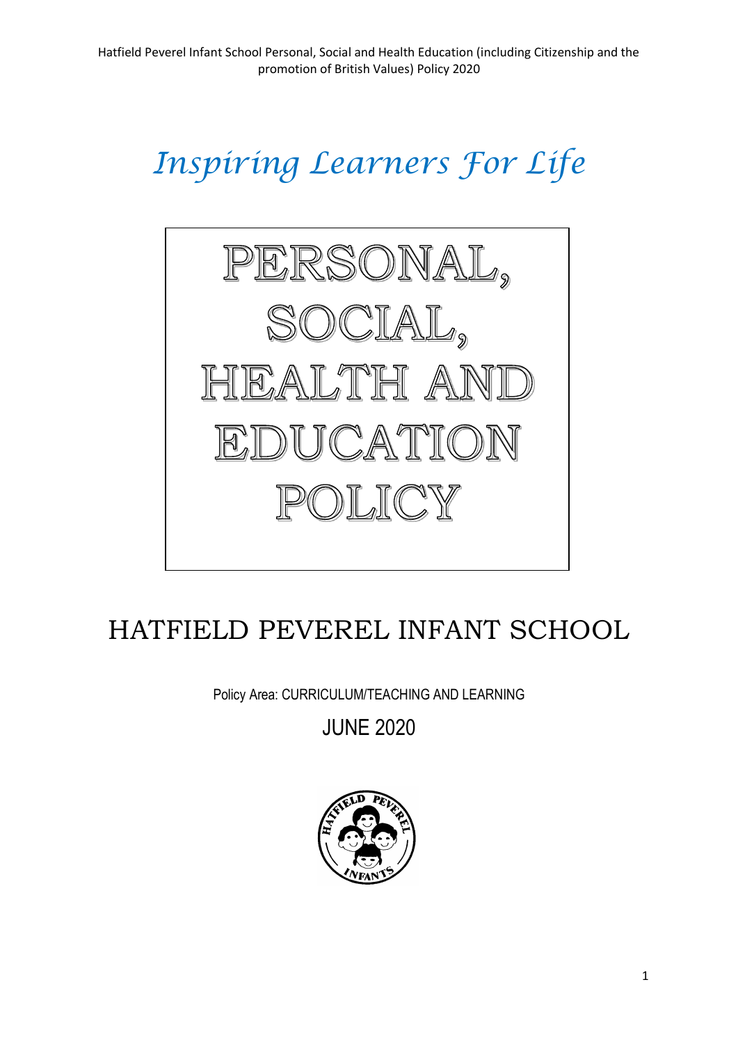*Inspiring Learners For Life*

# PERSONAL, SOCIAL, HEALTH AND EDUCATION POLICY

## HATFIELD PEVEREL INFANT SCHOOL

Policy Area: CURRICULUM/TEACHING AND LEARNING

JUNE 2020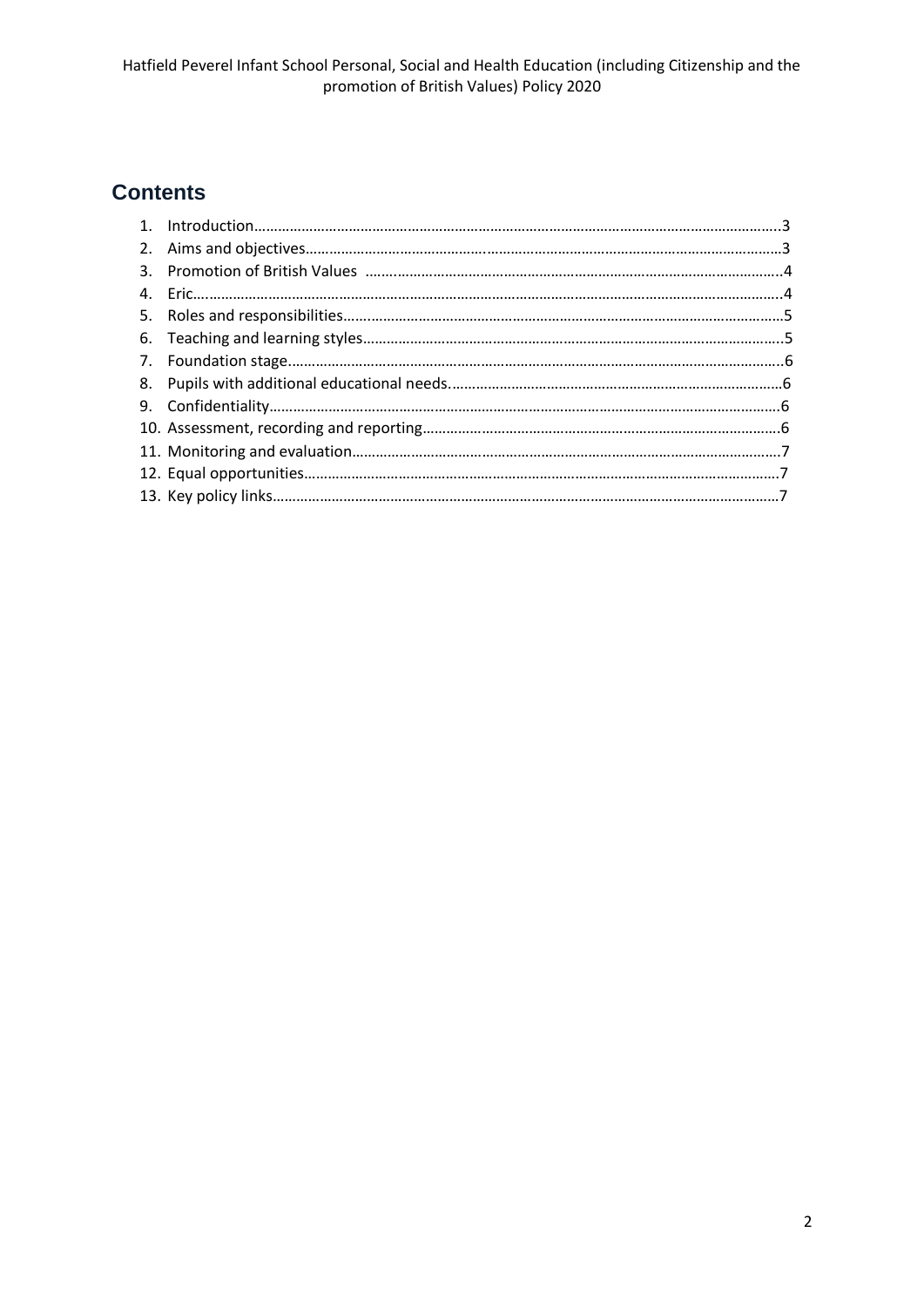## Contents

1. Introduction………………………………………………………………………………………………………………..3
2. Aims and objectives………………………………….……………………………………………………………3
3. Promotion of British Values ……………………………………………………………………………………..4
4. Eric…………………………………………………………………………………………………………………………..4
5. Roles and responsibilities…………………………………………………………………………………………5
6. Teaching and learning styles………………………………………………………………………………………..5
7. Foundation stage……………………………………………………………………………………………………..6
8. Pupils with additional educational needs……………………………………………………………………….6
9. Confidentiality……………………………………………………………………………………………………6
10. Assessment, recording and reporting…………………………………………………………………………6
11. Monitoring and evaluation……………………………………………………………………………………7
12. Equal opportunities…………………………………………………………………………………………7
13. Key policy links……………………………………………………………………………………………………7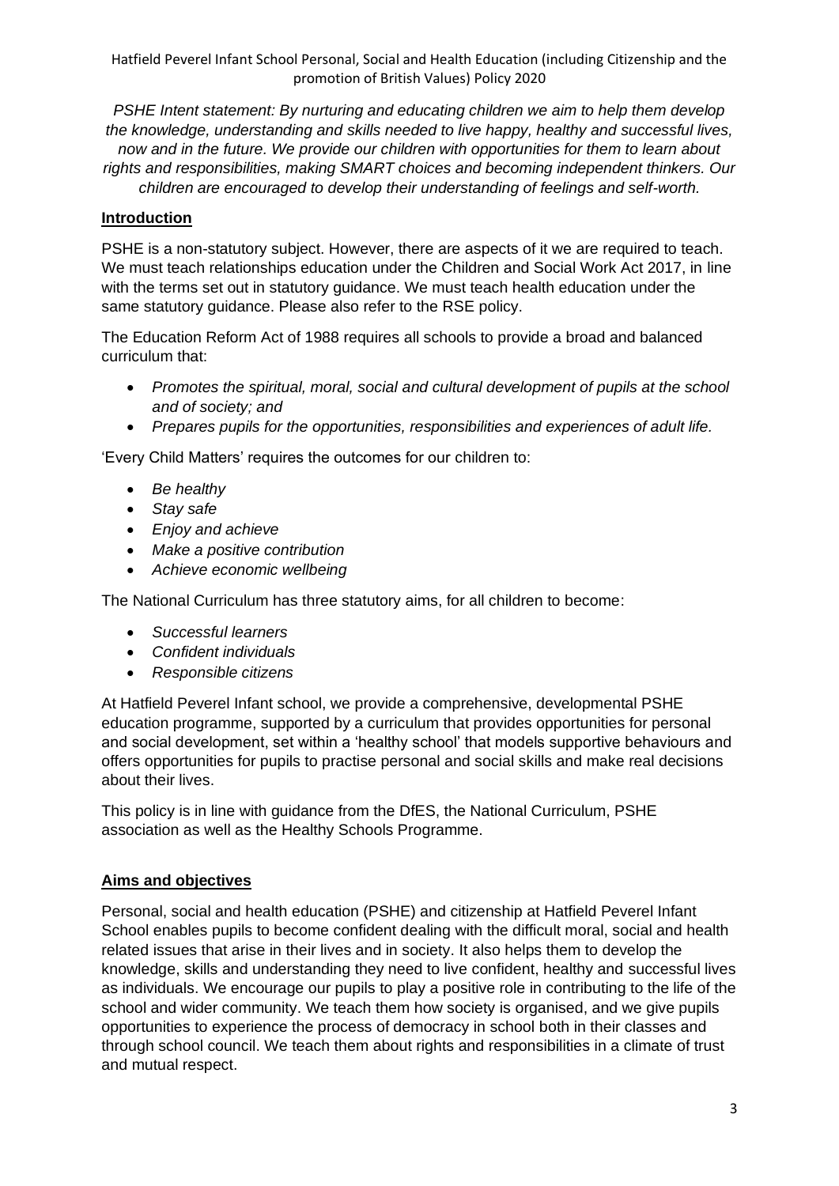*PSHE Intent statement: By nurturing and educating children we aim to help them develop the knowledge, understanding and skills needed to live happy, healthy and successful lives, now and in the future. We provide our children with opportunities for them to learn about rights and responsibilities, making SMART choices and becoming independent thinkers. Our children are encouraged to develop their understanding of feelings and self-worth.*

## Introduction

PSHE is a non-statutory subject. However, there are aspects of it we are required to teach. We must teach relationships education under the Children and Social Work Act 2017, in line with the terms set out in statutory guidance. We must teach health education under the same statutory guidance. Please also refer to the RSE policy.

The Education Reform Act of 1988 requires all schools to provide a broad and balanced curriculum that:

- *Promotes the spiritual, moral, social and cultural development of pupils at the school and of society; and*
- *Prepares pupils for the opportunities, responsibilities and experiences of adult life.*

'Every Child Matters' requires the outcomes for our children to:

- *Be healthy*
- *Stay safe*
- *Enjoy and achieve*
- *Make a positive contribution*
- *Achieve economic wellbeing*

The National Curriculum has three statutory aims, for all children to become:

- *Successful learners*
- *Confident individuals*
- *Responsible citizens*

At Hatfield Peverel Infant school, we provide a comprehensive, developmental PSHE education programme, supported by a curriculum that provides opportunities for personal and social development, set within a 'healthy school' that models supportive behaviours and offers opportunities for pupils to practise personal and social skills and make real decisions about their lives.

This policy is in line with guidance from the DfES, the National Curriculum, PSHE association as well as the Healthy Schools Programme.

## Aims and objectives

Personal, social and health education (PSHE) and citizenship at Hatfield Peverel Infant School enables pupils to become confident dealing with the difficult moral, social and health related issues that arise in their lives and in society. It also helps them to develop the knowledge, skills and understanding they need to live confident, healthy and successful lives as individuals. We encourage our pupils to play a positive role in contributing to the life of the school and wider community. We teach them how society is organised, and we give pupils opportunities to experience the process of democracy in school both in their classes and through school council. We teach them about rights and responsibilities in a climate of trust and mutual respect.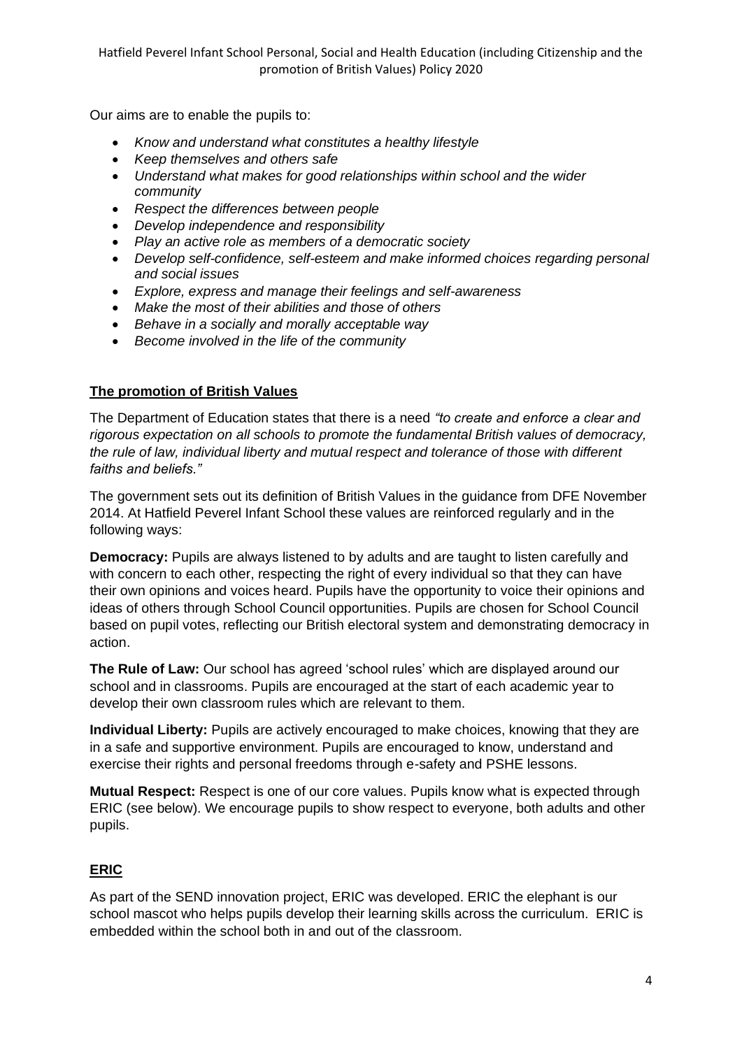Our aims are to enable the pupils to:

- *Know and understand what constitutes a healthy lifestyle*
- *Keep themselves and others safe*
- *Understand what makes for good relationships within school and the wider community*
- *Respect the differences between people*
- *Develop independence and responsibility*
- *Play an active role as members of a democratic society*
- *Develop self-confidence, self-esteem and make informed choices regarding personal and social issues*
- *Explore, express and manage their feelings and self-awareness*
- *Make the most of their abilities and those of others*
- *Behave in a socially and morally acceptable way*
- *Become involved in the life of the community*

## **The promotion of British Values**

The Department of Education states that there is a need *"to create and enforce a clear and rigorous expectation on all schools to promote the fundamental British values of democracy, the rule of law, individual liberty and mutual respect and tolerance of those with different faiths and beliefs."*

The government sets out its definition of British Values in the guidance from DFE November 2014. At Hatfield Peverel Infant School these values are reinforced regularly and in the following ways:

**Democracy:** Pupils are always listened to by adults and are taught to listen carefully and with concern to each other, respecting the right of every individual so that they can have their own opinions and voices heard. Pupils have the opportunity to voice their opinions and ideas of others through School Council opportunities. Pupils are chosen for School Council based on pupil votes, reflecting our British electoral system and demonstrating democracy in action.

**The Rule of Law:** Our school has agreed 'school rules' which are displayed around our school and in classrooms. Pupils are encouraged at the start of each academic year to develop their own classroom rules which are relevant to them.

**Individual Liberty:** Pupils are actively encouraged to make choices, knowing that they are in a safe and supportive environment. Pupils are encouraged to know, understand and exercise their rights and personal freedoms through e-safety and PSHE lessons.

**Mutual Respect:** Respect is one of our core values. Pupils know what is expected through ERIC (see below). We encourage pupils to show respect to everyone, both adults and other pupils.

## **ERIC**

As part of the SEND innovation project, ERIC was developed. ERIC the elephant is our school mascot who helps pupils develop their learning skills across the curriculum. ERIC is embedded within the school both in and out of the classroom.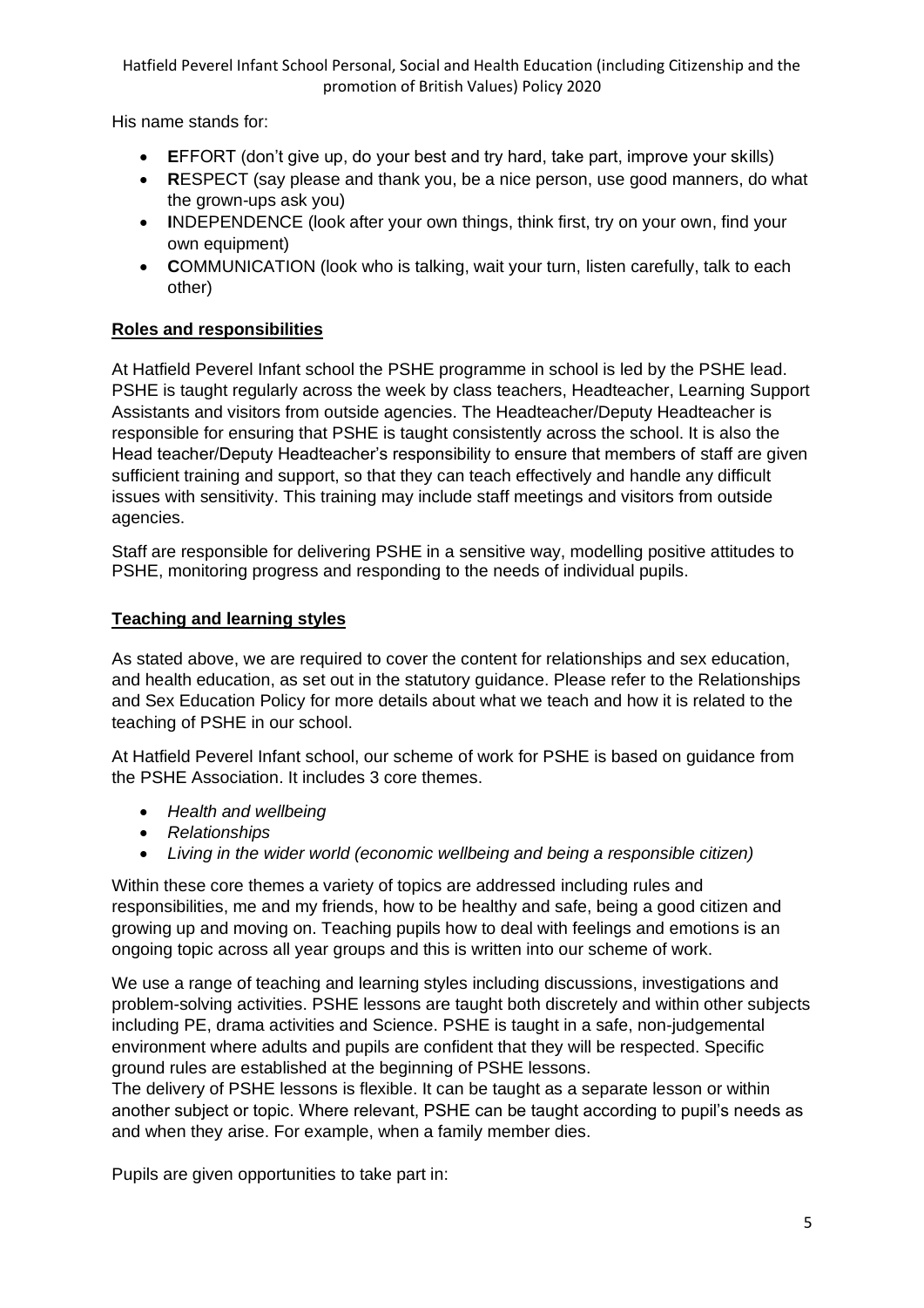His name stands for:

- **E**FFORT (don't give up, do your best and try hard, take part, improve your skills)
- **R**ESPECT (say please and thank you, be a nice person, use good manners, do what the grown-ups ask you)
- **I**NDEPENDENCE (look after your own things, think first, try on your own, find your own equipment)
- **C**OMMUNICATION (look who is talking, wait your turn, listen carefully, talk to each other)

## Roles and responsibilities

At Hatfield Peverel Infant school the PSHE programme in school is led by the PSHE lead. PSHE is taught regularly across the week by class teachers, Headteacher, Learning Support Assistants and visitors from outside agencies. The Headteacher/Deputy Headteacher is responsible for ensuring that PSHE is taught consistently across the school. It is also the Head teacher/Deputy Headteacher's responsibility to ensure that members of staff are given sufficient training and support, so that they can teach effectively and handle any difficult issues with sensitivity. This training may include staff meetings and visitors from outside agencies.

Staff are responsible for delivering PSHE in a sensitive way, modelling positive attitudes to PSHE, monitoring progress and responding to the needs of individual pupils.

## Teaching and learning styles

As stated above, we are required to cover the content for relationships and sex education, and health education, as set out in the statutory guidance. Please refer to the Relationships and Sex Education Policy for more details about what we teach and how it is related to the teaching of PSHE in our school.

At Hatfield Peverel Infant school, our scheme of work for PSHE is based on guidance from the PSHE Association. It includes 3 core themes.

- *Health and wellbeing*
- *Relationships*
- *Living in the wider world (economic wellbeing and being a responsible citizen)*

Within these core themes a variety of topics are addressed including rules and responsibilities, me and my friends, how to be healthy and safe, being a good citizen and growing up and moving on. Teaching pupils how to deal with feelings and emotions is an ongoing topic across all year groups and this is written into our scheme of work.

We use a range of teaching and learning styles including discussions, investigations and problem-solving activities. PSHE lessons are taught both discretely and within other subjects including PE, drama activities and Science. PSHE is taught in a safe, non-judgemental environment where adults and pupils are confident that they will be respected. Specific ground rules are established at the beginning of PSHE lessons.
The delivery of PSHE lessons is flexible. It can be taught as a separate lesson or within another subject or topic. Where relevant, PSHE can be taught according to pupil's needs as and when they arise. For example, when a family member dies.

Pupils are given opportunities to take part in: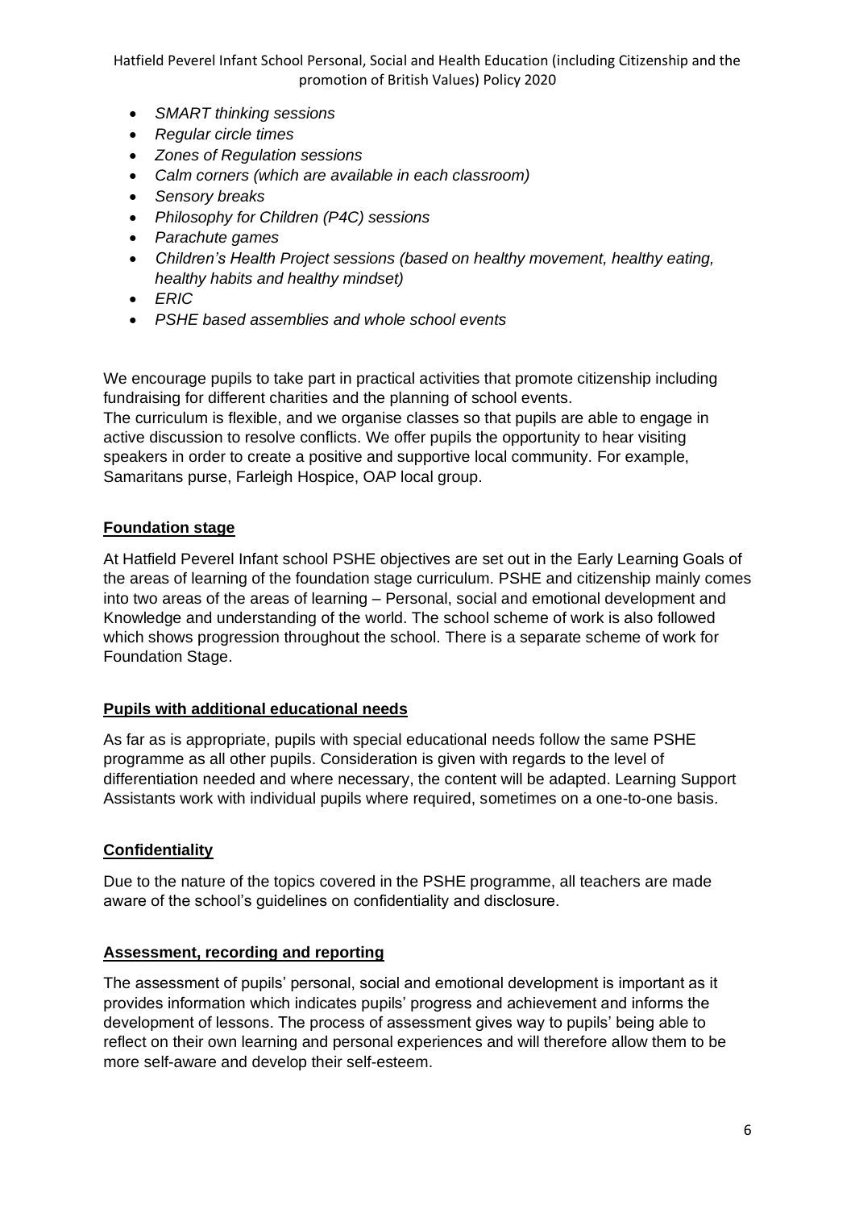- *SMART thinking sessions*
- *Regular circle times*
- *Zones of Regulation sessions*
- *Calm corners (which are available in each classroom)*
- *Sensory breaks*
- *Philosophy for Children (P4C) sessions*
- *Parachute games*
- *Children's Health Project sessions (based on healthy movement, healthy eating, healthy habits and healthy mindset)*
- *ERIC*
- *PSHE based assemblies and whole school events*

We encourage pupils to take part in practical activities that promote citizenship including fundraising for different charities and the planning of school events.
The curriculum is flexible, and we organise classes so that pupils are able to engage in active discussion to resolve conflicts. We offer pupils the opportunity to hear visiting speakers in order to create a positive and supportive local community. For example, Samaritans purse, Farleigh Hospice, OAP local group.

## Foundation stage

At Hatfield Peverel Infant school PSHE objectives are set out in the Early Learning Goals of the areas of learning of the foundation stage curriculum. PSHE and citizenship mainly comes into two areas of the areas of learning – Personal, social and emotional development and Knowledge and understanding of the world. The school scheme of work is also followed which shows progression throughout the school. There is a separate scheme of work for Foundation Stage.

## Pupils with additional educational needs

As far as is appropriate, pupils with special educational needs follow the same PSHE programme as all other pupils. Consideration is given with regards to the level of differentiation needed and where necessary, the content will be adapted. Learning Support Assistants work with individual pupils where required, sometimes on a one-to-one basis.

## Confidentiality

Due to the nature of the topics covered in the PSHE programme, all teachers are made aware of the school's guidelines on confidentiality and disclosure.

## Assessment, recording and reporting

The assessment of pupils' personal, social and emotional development is important as it provides information which indicates pupils' progress and achievement and informs the development of lessons. The process of assessment gives way to pupils' being able to reflect on their own learning and personal experiences and will therefore allow them to be more self-aware and develop their self-esteem.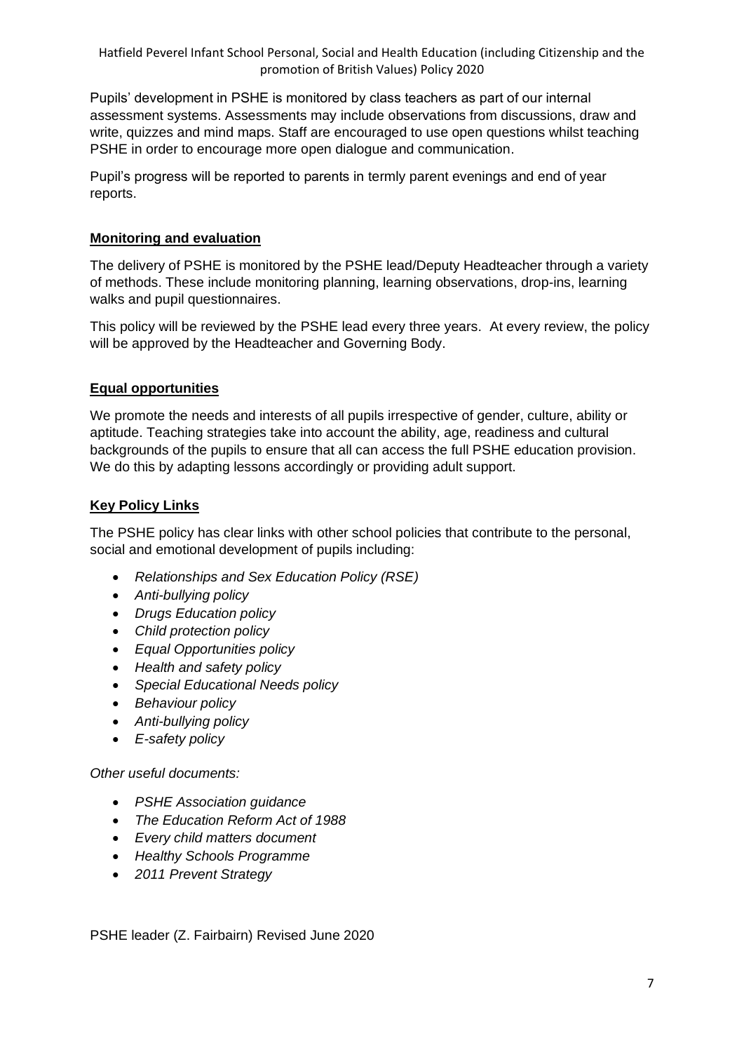Pupils' development in PSHE is monitored by class teachers as part of our internal assessment systems. Assessments may include observations from discussions, draw and write, quizzes and mind maps. Staff are encouraged to use open questions whilst teaching PSHE in order to encourage more open dialogue and communication.

Pupil's progress will be reported to parents in termly parent evenings and end of year reports.

## Monitoring and evaluation

The delivery of PSHE is monitored by the PSHE lead/Deputy Headteacher through a variety of methods. These include monitoring planning, learning observations, drop-ins, learning walks and pupil questionnaires.

This policy will be reviewed by the PSHE lead every three years. At every review, the policy will be approved by the Headteacher and Governing Body.

## Equal opportunities

We promote the needs and interests of all pupils irrespective of gender, culture, ability or aptitude. Teaching strategies take into account the ability, age, readiness and cultural backgrounds of the pupils to ensure that all can access the full PSHE education provision. We do this by adapting lessons accordingly or providing adult support.

## Key Policy Links

The PSHE policy has clear links with other school policies that contribute to the personal, social and emotional development of pupils including:

- *Relationships and Sex Education Policy (RSE)*
- *Anti-bullying policy*
- *Drugs Education policy*
- *Child protection policy*
- *Equal Opportunities policy*
- *Health and safety policy*
- *Special Educational Needs policy*
- *Behaviour policy*
- *Anti-bullying policy*
- *E-safety policy*

*Other useful documents:*

- *PSHE Association guidance*
- *The Education Reform Act of 1988*
- *Every child matters document*
- *Healthy Schools Programme*
- *2011 Prevent Strategy*

PSHE leader (Z. Fairbairn) Revised June 2020